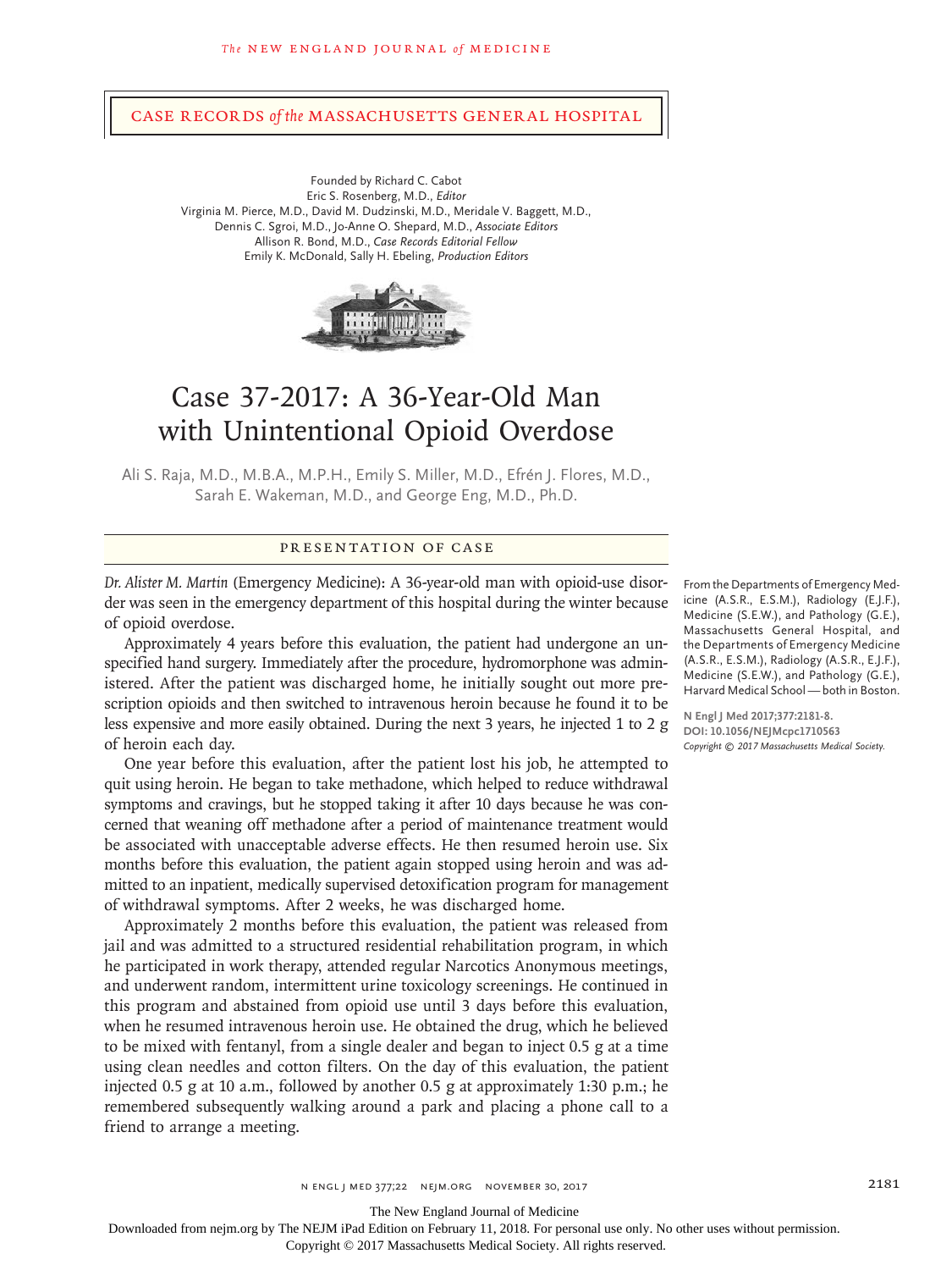# Case Records *of the* Massachusetts General Hospital

Founded by Richard C. Cabot
Eric S. Rosenberg, M.D., *Editor*
Virginia M. Pierce, M.D., David M. Dudzinski, M.D., Meridale V. Baggett, M.D.,
Dennis C. Sgroi, M.D., Jo-Anne O. Shepard, M.D., *Associate Editors*
Allison R. Bond, M.D., *Case Records Editorial Fellow*
Emily K. McDonald, Sally H. Ebeling, *Production Editors*

# Case 37-2017: A 36-Year-Old Man with Unintentional Opioid Overdose

Ali S. Raja, M.D., M.B.A., M.P.H., Emily S. Miller, M.D., Efrén J. Flores, M.D., Sarah E. Wakeman, M.D., and George Eng, M.D., Ph.D.

## Presentation of Case

*Dr. Alister M. Martin* (Emergency Medicine): A 36-year-old man with opioid-use disorder was seen in the emergency department of this hospital during the winter because of opioid overdose.

Approximately 4 years before this evaluation, the patient had undergone an unspecified hand surgery. Immediately after the procedure, hydromorphone was administered. After the patient was discharged home, he initially sought out more prescription opioids and then switched to intravenous heroin because he found it to be less expensive and more easily obtained. During the next 3 years, he injected 1 to 2 g of heroin each day.

One year before this evaluation, after the patient lost his job, he attempted to quit using heroin. He began to take methadone, which helped to reduce withdrawal symptoms and cravings, but he stopped taking it after 10 days because he was concerned that weaning off methadone after a period of maintenance treatment would be associated with unacceptable adverse effects. He then resumed heroin use. Six months before this evaluation, the patient again stopped using heroin and was admitted to an inpatient, medically supervised detoxification program for management of withdrawal symptoms. After 2 weeks, he was discharged home.

Approximately 2 months before this evaluation, the patient was released from jail and was admitted to a structured residential rehabilitation program, in which he participated in work therapy, attended regular Narcotics Anonymous meetings, and underwent random, intermittent urine toxicology screenings. He continued in this program and abstained from opioid use until 3 days before this evaluation, when he resumed intravenous heroin use. He obtained the drug, which he believed to be mixed with fentanyl, from a single dealer and began to inject 0.5 g at a time using clean needles and cotton filters. On the day of this evaluation, the patient injected 0.5 g at 10 a.m., followed by another 0.5 g at approximately 1:30 p.m.; he remembered subsequently walking around a park and placing a phone call to a friend to arrange a meeting.

From the Departments of Emergency Medicine (A.S.R., E.S.M.), Radiology (E.J.F.), Medicine (S.E.W.), and Pathology (G.E.), Massachusetts General Hospital, and the Departments of Emergency Medicine (A.S.R., E.S.M.), Radiology (A.S.R., E.J.F.), Medicine (S.E.W.), and Pathology (G.E.), Harvard Medical School — both in Boston.

N Engl J Med 2017;377:2181-8.
DOI: 10.1056/NEJMcpc1710563
*Copyright © 2017 Massachusetts Medical Society.*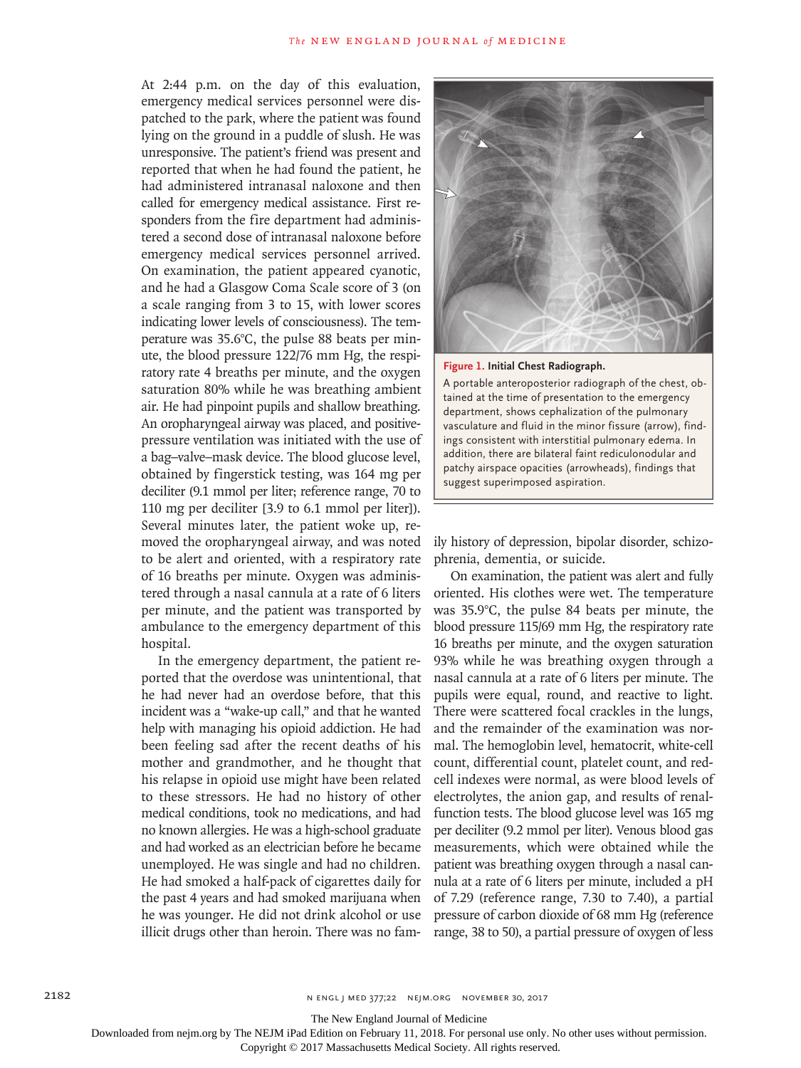At 2:44 p.m. on the day of this evaluation, emergency medical services personnel were dispatched to the park, where the patient was found lying on the ground in a puddle of slush. He was unresponsive. The patient's friend was present and reported that when he had found the patient, he had administered intranasal naloxone and then called for emergency medical assistance. First responders from the fire department had administered a second dose of intranasal naloxone before emergency medical services personnel arrived. On examination, the patient appeared cyanotic, and he had a Glasgow Coma Scale score of 3 (on a scale ranging from 3 to 15, with lower scores indicating lower levels of consciousness). The temperature was 35.6°C, the pulse 88 beats per minute, the blood pressure 122/76 mm Hg, the respiratory rate 4 breaths per minute, and the oxygen saturation 80% while he was breathing ambient air. He had pinpoint pupils and shallow breathing. An oropharyngeal airway was placed, and positive-pressure ventilation was initiated with the use of a bag–valve–mask device. The blood glucose level, obtained by fingerstick testing, was 164 mg per deciliter (9.1 mmol per liter; reference range, 70 to 110 mg per deciliter [3.9 to 6.1 mmol per liter]). Several minutes later, the patient woke up, removed the oropharyngeal airway, and was noted to be alert and oriented, with a respiratory rate of 16 breaths per minute. Oxygen was administered through a nasal cannula at a rate of 6 liters per minute, and the patient was transported by ambulance to the emergency department of this hospital.

In the emergency department, the patient reported that the overdose was unintentional, that he had never had an overdose before, that this incident was a "wake-up call," and that he wanted help with managing his opioid addiction. He had been feeling sad after the recent deaths of his mother and grandmother, and he thought that his relapse in opioid use might have been related to these stressors. He had no history of other medical conditions, took no medications, and had no known allergies. He was a high-school graduate and had worked as an electrician before he became unemployed. He was single and had no children. He had smoked a half-pack of cigarettes daily for the past 4 years and had smoked marijuana when he was younger. He did not drink alcohol or use illicit drugs other than heroin. There was no family history of depression, bipolar disorder, schizophrenia, dementia, or suicide.

**Figure 1. Initial Chest Radiograph.**

A portable anteroposterior radiograph of the chest, obtained at the time of presentation to the emergency department, shows cephalization of the pulmonary vasculature and fluid in the minor fissure (arrow), findings consistent with interstitial pulmonary edema. In addition, there are bilateral faint rediculonodular and patchy airspace opacities (arrowheads), findings that suggest superimposed aspiration.

On examination, the patient was alert and fully oriented. His clothes were wet. The temperature was 35.9°C, the pulse 84 beats per minute, the blood pressure 115/69 mm Hg, the respiratory rate 16 breaths per minute, and the oxygen saturation 93% while he was breathing oxygen through a nasal cannula at a rate of 6 liters per minute. The pupils were equal, round, and reactive to light. There were scattered focal crackles in the lungs, and the remainder of the examination was normal. The hemoglobin level, hematocrit, white-cell count, differential count, platelet count, and red-cell indexes were normal, as were blood levels of electrolytes, the anion gap, and results of renal-function tests. The blood glucose level was 165 mg per deciliter (9.2 mmol per liter). Venous blood gas measurements, which were obtained while the patient was breathing oxygen through a nasal cannula at a rate of 6 liters per minute, included a pH of 7.29 (reference range, 7.30 to 7.40), a partial pressure of carbon dioxide of 68 mm Hg (reference range, 38 to 50), a partial pressure of oxygen of less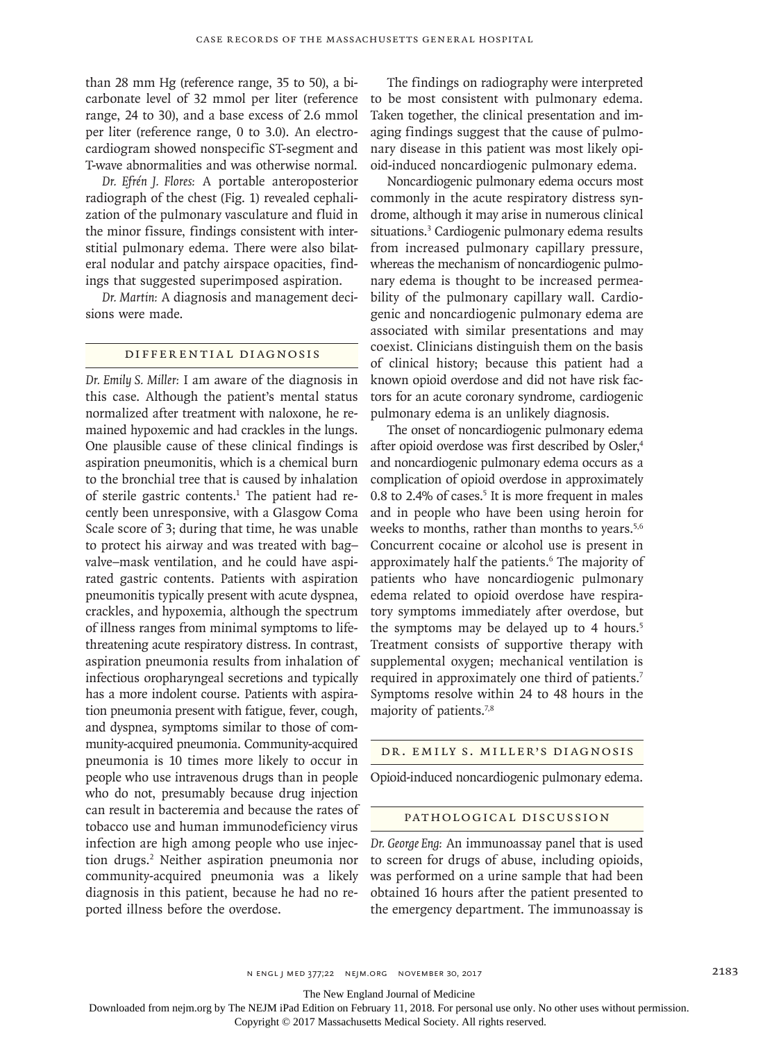than 28 mm Hg (reference range, 35 to 50), a bicarbonate level of 32 mmol per liter (reference range, 24 to 30), and a base excess of 2.6 mmol per liter (reference range, 0 to 3.0). An electrocardiogram showed nonspecific ST-segment and T-wave abnormalities and was otherwise normal.

*Dr. Efrén J. Flores:* A portable anteroposterior radiograph of the chest (Fig. 1) revealed cephalization of the pulmonary vasculature and fluid in the minor fissure, findings consistent with interstitial pulmonary edema. There were also bilateral nodular and patchy airspace opacities, findings that suggested superimposed aspiration.

*Dr. Martín:* A diagnosis and management decisions were made.

## Differential Diagnosis

*Dr. Emily S. Miller:* I am aware of the diagnosis in this case. Although the patient's mental status normalized after treatment with naloxone, he remained hypoxemic and had crackles in the lungs. One plausible cause of these clinical findings is aspiration pneumonitis, which is a chemical burn to the bronchial tree that is caused by inhalation of sterile gastric contents.[1] The patient had recently been unresponsive, with a Glasgow Coma Scale score of 3; during that time, he was unable to protect his airway and was treated with bag–valve–mask ventilation, and he could have aspirated gastric contents. Patients with aspiration pneumonitis typically present with acute dyspnea, crackles, and hypoxemia, although the spectrum of illness ranges from minimal symptoms to life-threatening acute respiratory distress. In contrast, aspiration pneumonia results from inhalation of infectious oropharyngeal secretions and typically has a more indolent course. Patients with aspiration pneumonia present with fatigue, fever, cough, and dyspnea, symptoms similar to those of community-acquired pneumonia. Community-acquired pneumonia is 10 times more likely to occur in people who use intravenous drugs than in people who do not, presumably because drug injection can result in bacteremia and because the rates of tobacco use and human immunodeficiency virus infection are high among people who use injection drugs.[2] Neither aspiration pneumonia nor community-acquired pneumonia was a likely diagnosis in this patient, because he had no reported illness before the overdose.

The findings on radiography were interpreted to be most consistent with pulmonary edema. Taken together, the clinical presentation and imaging findings suggest that the cause of pulmonary disease in this patient was most likely opioid-induced noncardiogenic pulmonary edema.

Noncardiogenic pulmonary edema occurs most commonly in the acute respiratory distress syndrome, although it may arise in numerous clinical situations.[3] Cardiogenic pulmonary edema results from increased pulmonary capillary pressure, whereas the mechanism of noncardiogenic pulmonary edema is thought to be increased permeability of the pulmonary capillary wall. Cardiogenic and noncardiogenic pulmonary edema are associated with similar presentations and may coexist. Clinicians distinguish them on the basis of clinical history; because this patient had a known opioid overdose and did not have risk factors for an acute coronary syndrome, cardiogenic pulmonary edema is an unlikely diagnosis.

The onset of noncardiogenic pulmonary edema after opioid overdose was first described by Osler,[4] and noncardiogenic pulmonary edema occurs as a complication of opioid overdose in approximately 0.8 to 2.4% of cases.[5] It is more frequent in males and in people who have been using heroin for weeks to months, rather than months to years.[5,6] Concurrent cocaine or alcohol use is present in approximately half the patients.[6] The majority of patients who have noncardiogenic pulmonary edema related to opioid overdose have respiratory symptoms immediately after overdose, but the symptoms may be delayed up to 4 hours.[5] Treatment consists of supportive therapy with supplemental oxygen; mechanical ventilation is required in approximately one third of patients.[7] Symptoms resolve within 24 to 48 hours in the majority of patients.[7,8]

## Dr. Emily S. Miller's Diagnosis

Opioid-induced noncardiogenic pulmonary edema.

## Pathological Discussion

*Dr. George Eng:* An immunoassay panel that is used to screen for drugs of abuse, including opioids, was performed on a urine sample that had been obtained 16 hours after the patient presented to the emergency department. The immunoassay is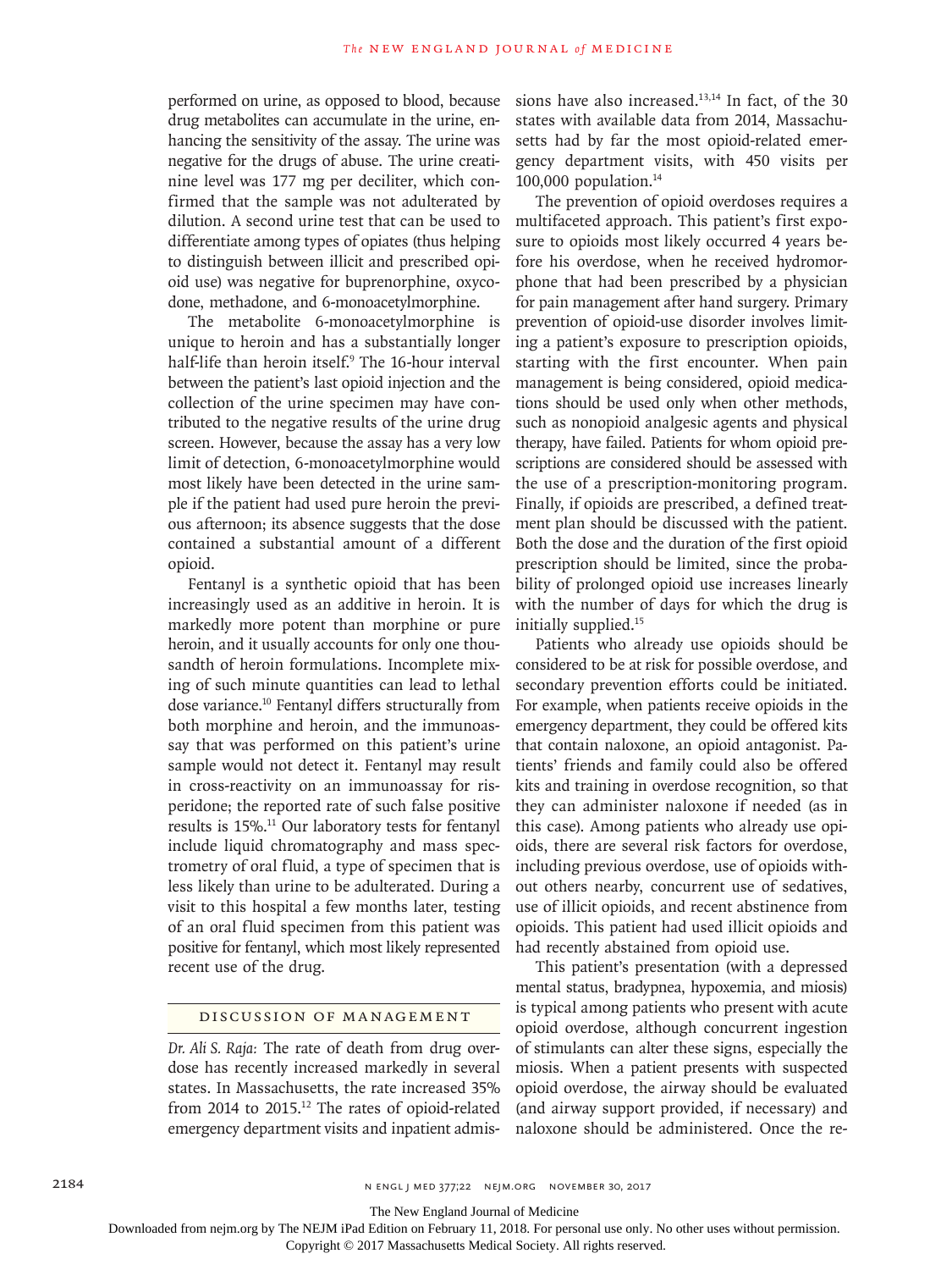performed on urine, as opposed to blood, because drug metabolites can accumulate in the urine, enhancing the sensitivity of the assay. The urine was negative for the drugs of abuse. The urine creatinine level was 177 mg per deciliter, which confirmed that the sample was not adulterated by dilution. A second urine test that can be used to differentiate among types of opiates (thus helping to distinguish between illicit and prescribed opioid use) was negative for buprenorphine, oxycodone, methadone, and 6-monoacetylmorphine.

The metabolite 6-monoacetylmorphine is unique to heroin and has a substantially longer half-life than heroin itself.[9] The 16-hour interval between the patient's last opioid injection and the collection of the urine specimen may have contributed to the negative results of the urine drug screen. However, because the assay has a very low limit of detection, 6-monoacetylmorphine would most likely have been detected in the urine sample if the patient had used pure heroin the previous afternoon; its absence suggests that the dose contained a substantial amount of a different opioid.

Fentanyl is a synthetic opioid that has been increasingly used as an additive in heroin. It is markedly more potent than morphine or pure heroin, and it usually accounts for only one thousandth of heroin formulations. Incomplete mixing of such minute quantities can lead to lethal dose variance.[10] Fentanyl differs structurally from both morphine and heroin, and the immunoassay that was performed on this patient's urine sample would not detect it. Fentanyl may result in cross-reactivity on an immunoassay for risperidone; the reported rate of such false positive results is 15%.[11] Our laboratory tests for fentanyl include liquid chromatography and mass spectrometry of oral fluid, a type of specimen that is less likely than urine to be adulterated. During a visit to this hospital a few months later, testing of an oral fluid specimen from this patient was positive for fentanyl, which most likely represented recent use of the drug.

## Discussion of Management

*Dr. Ali S. Raja:* The rate of death from drug overdose has recently increased markedly in several states. In Massachusetts, the rate increased 35% from 2014 to 2015.[12] The rates of opioid-related emergency department visits and inpatient admissions have also increased.[13,14] In fact, of the 30 states with available data from 2014, Massachusetts had by far the most opioid-related emergency department visits, with 450 visits per 100,000 population.[14]

The prevention of opioid overdoses requires a multifaceted approach. This patient's first exposure to opioids most likely occurred 4 years before his overdose, when he received hydromorphone that had been prescribed by a physician for pain management after hand surgery. Primary prevention of opioid-use disorder involves limiting a patient's exposure to prescription opioids, starting with the first encounter. When pain management is being considered, opioid medications should be used only when other methods, such as nonopioid analgesic agents and physical therapy, have failed. Patients for whom opioid prescriptions are considered should be assessed with the use of a prescription-monitoring program. Finally, if opioids are prescribed, a defined treatment plan should be discussed with the patient. Both the dose and the duration of the first opioid prescription should be limited, since the probability of prolonged opioid use increases linearly with the number of days for which the drug is initially supplied.[15]

Patients who already use opioids should be considered to be at risk for possible overdose, and secondary prevention efforts could be initiated. For example, when patients receive opioids in the emergency department, they could be offered kits that contain naloxone, an opioid antagonist. Patients' friends and family could also be offered kits and training in overdose recognition, so that they can administer naloxone if needed (as in this case). Among patients who already use opioids, there are several risk factors for overdose, including previous overdose, use of opioids without others nearby, concurrent use of sedatives, use of illicit opioids, and recent abstinence from opioids. This patient had used illicit opioids and had recently abstained from opioid use.

This patient's presentation (with a depressed mental status, bradypnea, hypoxemia, and miosis) is typical among patients who present with acute opioid overdose, although concurrent ingestion of stimulants can alter these signs, especially the miosis. When a patient presents with suspected opioid overdose, the airway should be evaluated (and airway support provided, if necessary) and naloxone should be administered. Once the re-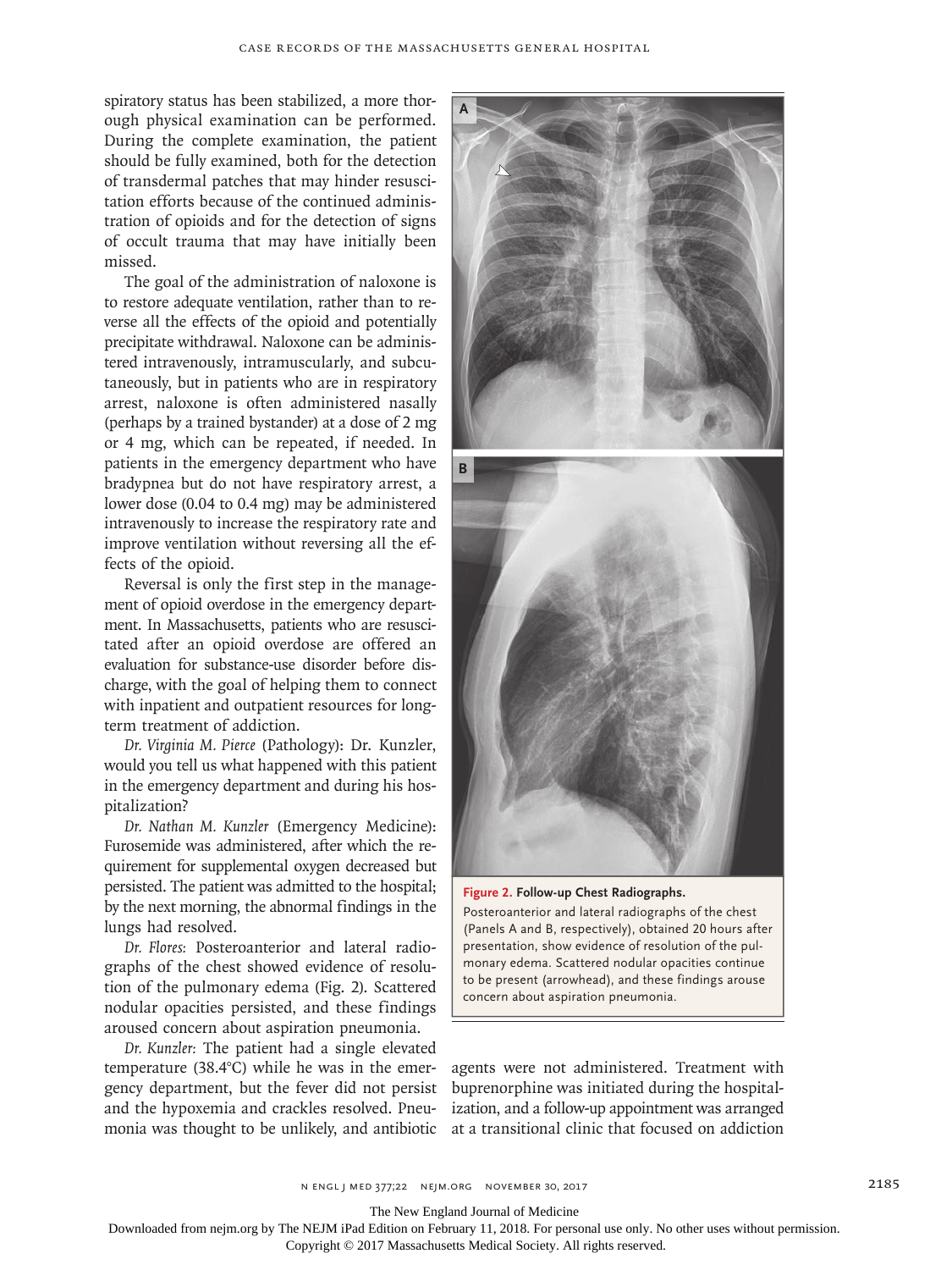spiratory status has been stabilized, a more thorough physical examination can be performed. During the complete examination, the patient should be fully examined, both for the detection of transdermal patches that may hinder resuscitation efforts because of the continued administration of opioids and for the detection of signs of occult trauma that may have initially been missed.

The goal of the administration of naloxone is to restore adequate ventilation, rather than to reverse all the effects of the opioid and potentially precipitate withdrawal. Naloxone can be administered intravenously, intramuscularly, and subcutaneously, but in patients who are in respiratory arrest, naloxone is often administered nasally (perhaps by a trained bystander) at a dose of 2 mg or 4 mg, which can be repeated, if needed. In patients in the emergency department who have bradypnea but do not have respiratory arrest, a lower dose (0.04 to 0.4 mg) may be administered intravenously to increase the respiratory rate and improve ventilation without reversing all the effects of the opioid.

Reversal is only the first step in the management of opioid overdose in the emergency department. In Massachusetts, patients who are resuscitated after an opioid overdose are offered an evaluation for substance-use disorder before discharge, with the goal of helping them to connect with inpatient and outpatient resources for long-term treatment of addiction.

*Dr. Virginia M. Pierce* (Pathology): Dr. Kunzler, would you tell us what happened with this patient in the emergency department and during his hospitalization?

*Dr. Nathan M. Kunzler* (Emergency Medicine): Furosemide was administered, after which the requirement for supplemental oxygen decreased but persisted. The patient was admitted to the hospital; by the next morning, the abnormal findings in the lungs had resolved.

*Dr. Flores:* Posteroanterior and lateral radiographs of the chest showed evidence of resolution of the pulmonary edema (Fig. 2). Scattered nodular opacities persisted, and these findings aroused concern about aspiration pneumonia.

*Dr. Kunzler:* The patient had a single elevated temperature (38.4°C) while he was in the emergency department, but the fever did not persist and the hypoxemia and crackles resolved. Pneumonia was thought to be unlikely, and antibiotic agents were not administered. Treatment with buprenorphine was initiated during the hospitalization, and a follow-up appointment was arranged at a transitional clinic that focused on addiction

**Figure 2. Follow-up Chest Radiographs.**
Posteroanterior and lateral radiographs of the chest (Panels A and B, respectively), obtained 20 hours after presentation, show evidence of resolution of the pulmonary edema. Scattered nodular opacities continue to be present (arrowhead), and these findings arouse concern about aspiration pneumonia.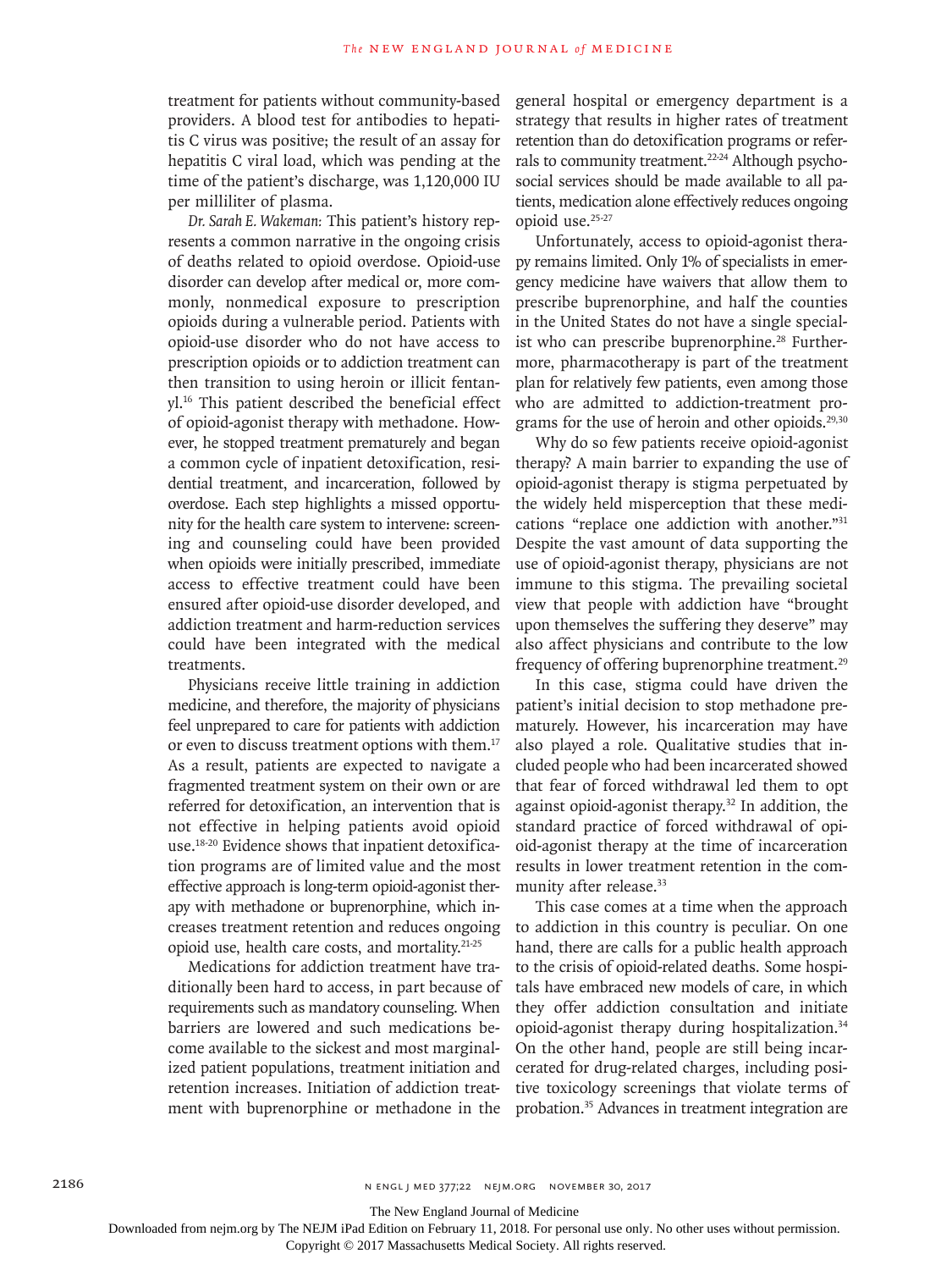treatment for patients without community-based providers. A blood test for antibodies to hepatitis C virus was positive; the result of an assay for hepatitis C viral load, which was pending at the time of the patient's discharge, was 1,120,000 IU per milliliter of plasma.

*Dr. Sarah E. Wakeman:* This patient's history represents a common narrative in the ongoing crisis of deaths related to opioid overdose. Opioid-use disorder can develop after medical or, more commonly, nonmedical exposure to prescription opioids during a vulnerable period. Patients with opioid-use disorder who do not have access to prescription opioids or to addiction treatment can then transition to using heroin or illicit fentanyl.[16] This patient described the beneficial effect of opioid-agonist therapy with methadone. However, he stopped treatment prematurely and began a common cycle of inpatient detoxification, residential treatment, and incarceration, followed by overdose. Each step highlights a missed opportunity for the health care system to intervene: screening and counseling could have been provided when opioids were initially prescribed, immediate access to effective treatment could have been ensured after opioid-use disorder developed, and addiction treatment and harm-reduction services could have been integrated with the medical treatments.

Physicians receive little training in addiction medicine, and therefore, the majority of physicians feel unprepared to care for patients with addiction or even to discuss treatment options with them.[17] As a result, patients are expected to navigate a fragmented treatment system on their own or are referred for detoxification, an intervention that is not effective in helping patients avoid opioid use.[18-20] Evidence shows that inpatient detoxification programs are of limited value and the most effective approach is long-term opioid-agonist therapy with methadone or buprenorphine, which increases treatment retention and reduces ongoing opioid use, health care costs, and mortality.[21-25]

Medications for addiction treatment have traditionally been hard to access, in part because of requirements such as mandatory counseling. When barriers are lowered and such medications become available to the sickest and most marginalized patient populations, treatment initiation and retention increases. Initiation of addiction treatment with buprenorphine or methadone in the general hospital or emergency department is a strategy that results in higher rates of treatment retention than do detoxification programs or referrals to community treatment.[22-24] Although psychosocial services should be made available to all patients, medication alone effectively reduces ongoing opioid use.[25-27]

Unfortunately, access to opioid-agonist therapy remains limited. Only 1% of specialists in emergency medicine have waivers that allow them to prescribe buprenorphine, and half the counties in the United States do not have a single specialist who can prescribe buprenorphine.[28] Furthermore, pharmacotherapy is part of the treatment plan for relatively few patients, even among those who are admitted to addiction-treatment programs for the use of heroin and other opioids.[29,30]

Why do so few patients receive opioid-agonist therapy? A main barrier to expanding the use of opioid-agonist therapy is stigma perpetuated by the widely held misperception that these medications "replace one addiction with another."[31] Despite the vast amount of data supporting the use of opioid-agonist therapy, physicians are not immune to this stigma. The prevailing societal view that people with addiction have "brought upon themselves the suffering they deserve" may also affect physicians and contribute to the low frequency of offering buprenorphine treatment.[29]

In this case, stigma could have driven the patient's initial decision to stop methadone prematurely. However, his incarceration may have also played a role. Qualitative studies that included people who had been incarcerated showed that fear of forced withdrawal led them to opt against opioid-agonist therapy.[32] In addition, the standard practice of forced withdrawal of opioid-agonist therapy at the time of incarceration results in lower treatment retention in the community after release.[33]

This case comes at a time when the approach to addiction in this country is peculiar. On one hand, there are calls for a public health approach to the crisis of opioid-related deaths. Some hospitals have embraced new models of care, in which they offer addiction consultation and initiate opioid-agonist therapy during hospitalization.[34] On the other hand, people are still being incarcerated for drug-related charges, including positive toxicology screenings that violate terms of probation.[35] Advances in treatment integration are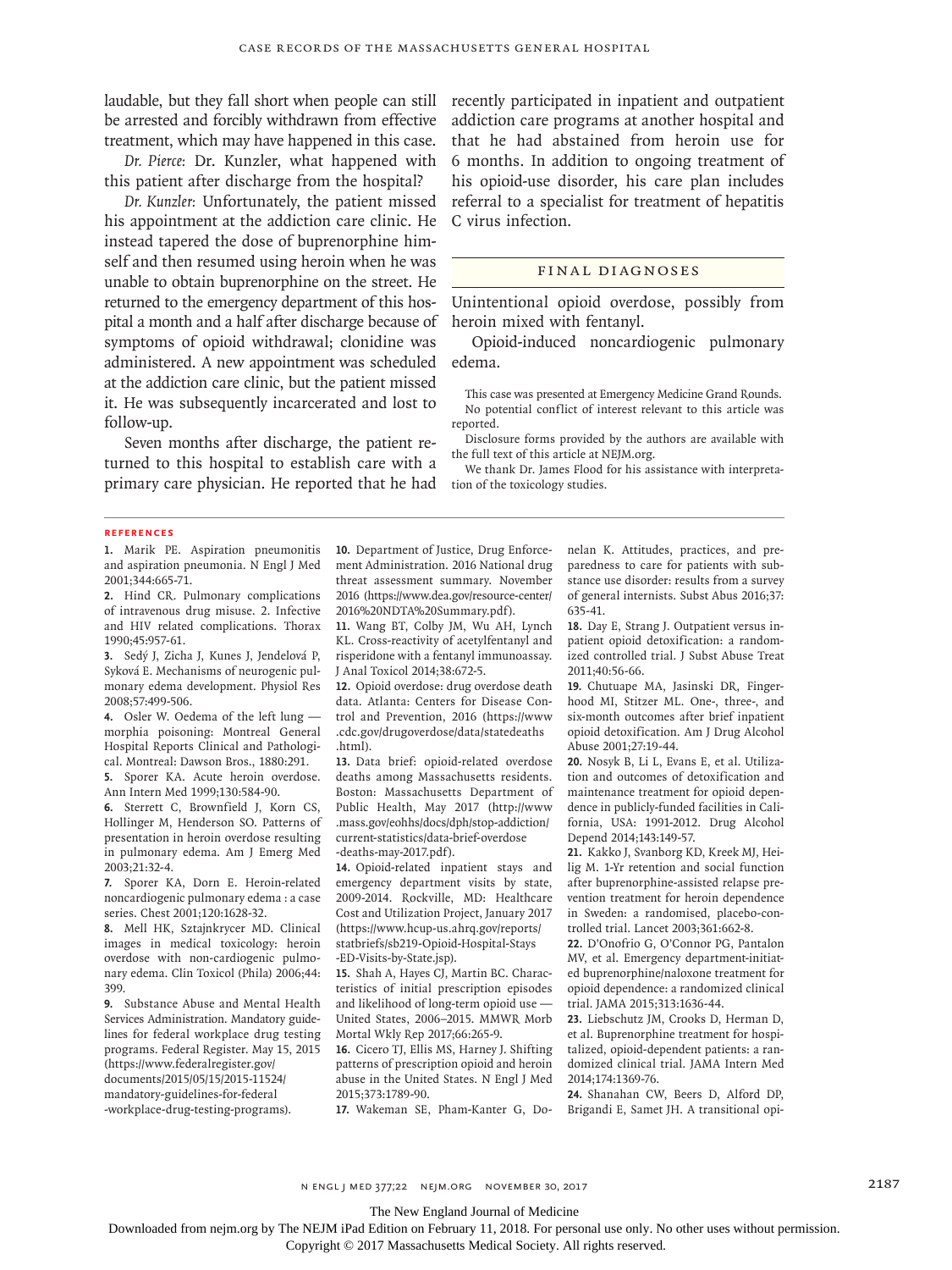laudable, but they fall short when people can still be arrested and forcibly withdrawn from effective treatment, which may have happened in this case.

*Dr. Pierce:* Dr. Kunzler, what happened with this patient after discharge from the hospital?

*Dr. Kunzler:* Unfortunately, the patient missed his appointment at the addiction care clinic. He instead tapered the dose of buprenorphine himself and then resumed using heroin when he was unable to obtain buprenorphine on the street. He returned to the emergency department of this hospital a month and a half after discharge because of symptoms of opioid withdrawal; clonidine was administered. A new appointment was scheduled at the addiction care clinic, but the patient missed it. He was subsequently incarcerated and lost to follow-up.

Seven months after discharge, the patient returned to this hospital to establish care with a primary care physician. He reported that he had recently participated in inpatient and outpatient addiction care programs at another hospital and that he had abstained from heroin use for 6 months. In addition to ongoing treatment of his opioid-use disorder, his care plan includes referral to a specialist for treatment of hepatitis C virus infection.

## Final Diagnoses

Unintentional opioid overdose, possibly from heroin mixed with fentanyl.

Opioid-induced noncardiogenic pulmonary edema.

This case was presented at Emergency Medicine Grand Rounds.

No potential conflict of interest relevant to this article was reported.

Disclosure forms provided by the authors are available with the full text of this article at NEJM.org.

We thank Dr. James Flood for his assistance with interpretation of the toxicology studies.

## References

1. Marik PE. Aspiration pneumonitis and aspiration pneumonia. N Engl J Med 2001;344:665-71.
2. Hind CR. Pulmonary complications of intravenous drug misuse. 2. Infective and HIV related complications. Thorax 1990;45:957-61.
3. Sedý J, Zicha J, Kunes J, Jendelová P, Syková E. Mechanisms of neurogenic pulmonary edema development. Physiol Res 2008;57:499-506.
4. Osler W. Oedema of the left lung — morphia poisoning: Montreal General Hospital Reports Clinical and Pathological. Montreal: Dawson Bros., 1880:291.
5. Sporer KA. Acute heroin overdose. Ann Intern Med 1999;130:584-90.
6. Sterrett C, Brownfield J, Korn CS, Hollinger M, Henderson SO. Patterns of presentation in heroin overdose resulting in pulmonary edema. Am J Emerg Med 2003;21:32-4.
7. Sporer KA, Dorn E. Heroin-related noncardiogenic pulmonary edema : a case series. Chest 2001;120:1628-32.
8. Mell HK, Sztajnkrycer MD. Clinical images in medical toxicology: heroin overdose with non-cardiogenic pulmonary edema. Clin Toxicol (Phila) 2006;44:399.
9. Substance Abuse and Mental Health Services Administration. Mandatory guidelines for federal workplace drug testing programs. Federal Register. May 15, 2015 (https://www.federalregister.gov/documents/2015/05/15/2015-11524/mandatory-guidelines-for-federal-workplace-drug-testing-programs).
10. Department of Justice, Drug Enforcement Administration. 2016 National drug threat assessment summary. November 2016 (https://www.dea.gov/resource-center/2016%20NDTA%20Summary.pdf).
11. Wang BT, Colby JM, Wu AH, Lynch KL. Cross-reactivity of acetylfentanyl and risperidone with a fentanyl immunoassay. J Anal Toxicol 2014;38:672-5.
12. Opioid overdose: drug overdose death data. Atlanta: Centers for Disease Control and Prevention, 2016 (https://www.cdc.gov/drugoverdose/data/statedeaths.html).
13. Data brief: opioid-related overdose deaths among Massachusetts residents. Boston: Massachusetts Department of Public Health, May 2017 (http://www.mass.gov/eohhs/docs/dph/stop-addiction/current-statistics/data-brief-overdose-deaths-may-2017.pdf).
14. Opioid-related inpatient stays and emergency department visits by state, 2009-2014. Rockville, MD: Healthcare Cost and Utilization Project, January 2017 (https://www.hcup-us.ahrq.gov/reports/statbriefs/sb219-Opioid-Hospital-Stays-ED-Visits-by-State.jsp).
15. Shah A, Hayes CJ, Martin BC. Characteristics of initial prescription episodes and likelihood of long-term opioid use — United States, 2006–2015. MMWR Morb Mortal Wkly Rep 2017;66:265-9.
16. Cicero TJ, Ellis MS, Harney J. Shifting patterns of prescription opioid and heroin abuse in the United States. N Engl J Med 2015;373:1789-90.
17. Wakeman SE, Pham-Kanter G, Donelan K. Attitudes, practices, and preparedness to care for patients with substance use disorder: results from a survey of general internists. Subst Abus 2016;37:635-41.
18. Day E, Strang J. Outpatient versus inpatient opioid detoxification: a randomized controlled trial. J Subst Abuse Treat 2011;40:56-66.
19. Chutuape MA, Jasinski DR, Fingerhood MI, Stitzer ML. One-, three-, and six-month outcomes after brief inpatient opioid detoxification. Am J Drug Alcohol Abuse 2001;27:19-44.
20. Nosyk B, Li L, Evans E, et al. Utilization and outcomes of detoxification and maintenance treatment for opioid dependence in publicly-funded facilities in California, USA: 1991-2012. Drug Alcohol Depend 2014;143:149-57.
21. Kakko J, Svanborg KD, Kreek MJ, Heilig M. 1-Yr retention and social function after buprenorphine-assisted relapse prevention treatment for heroin dependence in Sweden: a randomised, placebo-controlled trial. Lancet 2003;361:662-8.
22. D'Onofrio G, O'Connor PG, Pantalon MV, et al. Emergency department-initiated buprenorphine/naloxone treatment for opioid dependence: a randomized clinical trial. JAMA 2015;313:1636-44.
23. Liebschutz JM, Crooks D, Herman D, et al. Buprenorphine treatment for hospitalized, opioid-dependent patients: a randomized clinical trial. JAMA Intern Med 2014;174:1369-76.
24. Shanahan CW, Beers D, Alford DP, Brigandi E, Samet JH. A transitional opi-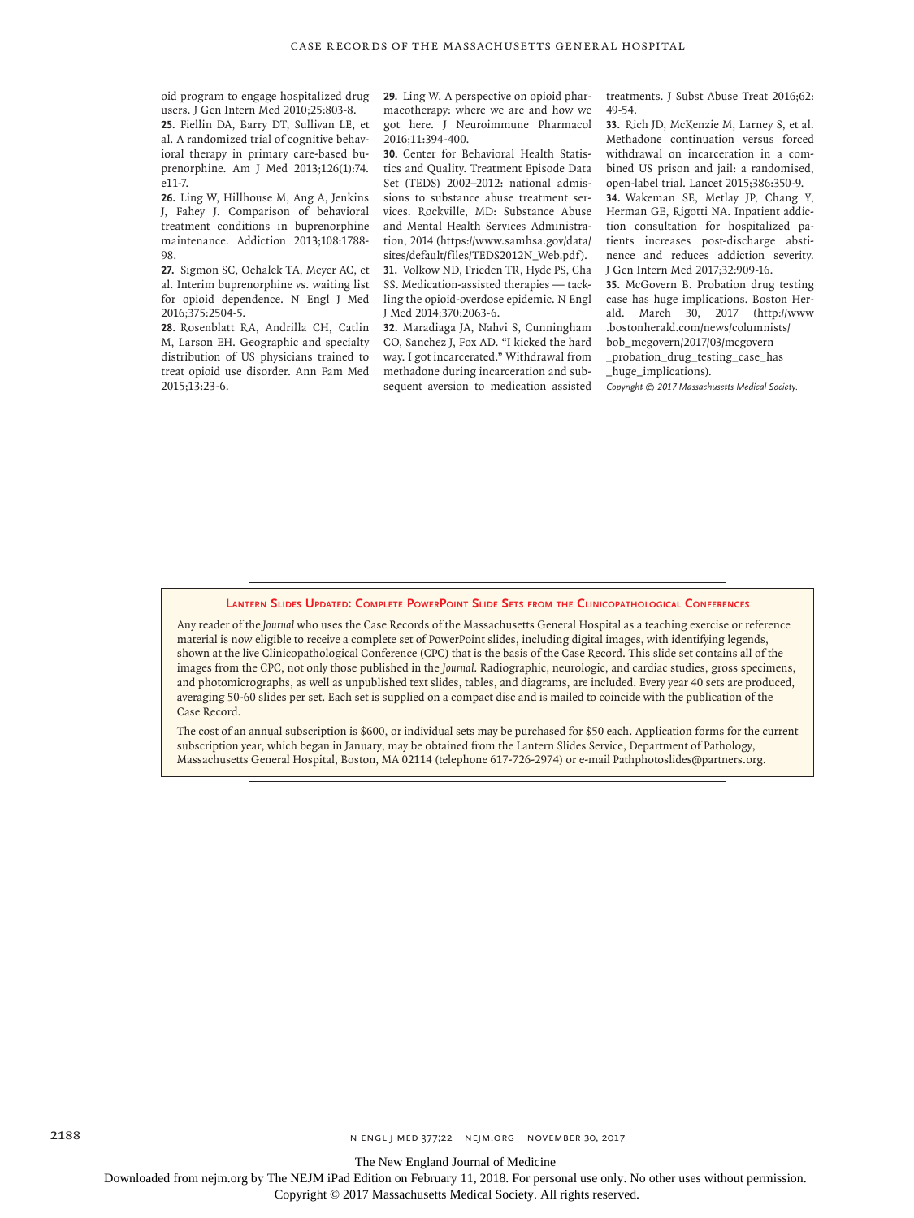oid program to engage hospitalized drug users. J Gen Intern Med 2010;25:803-8.

**25.** Fiellin DA, Barry DT, Sullivan LE, et al. A randomized trial of cognitive behavioral therapy in primary care-based buprenorphine. Am J Med 2013;126(1):74.e11-7.

**26.** Ling W, Hillhouse M, Ang A, Jenkins J, Fahey J. Comparison of behavioral treatment conditions in buprenorphine maintenance. Addiction 2013;108:1788-98.

**27.** Sigmon SC, Ochalek TA, Meyer AC, et al. Interim buprenorphine vs. waiting list for opioid dependence. N Engl J Med 2016;375:2504-5.

**28.** Rosenblatt RA, Andrilla CH, Catlin M, Larson EH. Geographic and specialty distribution of US physicians trained to treat opioid use disorder. Ann Fam Med 2015;13:23-6.

**29.** Ling W. A perspective on opioid pharmacotherapy: where we are and how we got here. J Neuroimmune Pharmacol 2016;11:394-400.

**30.** Center for Behavioral Health Statistics and Quality. Treatment Episode Data Set (TEDS) 2002–2012: national admissions to substance abuse treatment services. Rockville, MD: Substance Abuse and Mental Health Services Administration, 2014 (https://www.samhsa.gov/data/sites/default/files/TEDS2012N_Web.pdf).

**31.** Volkow ND, Frieden TR, Hyde PS, Cha SS. Medication-assisted therapies — tackling the opioid-overdose epidemic. N Engl J Med 2014;370:2063-6.

**32.** Maradiaga JA, Nahvi S, Cunningham CO, Sanchez J, Fox AD. "I kicked the hard way. I got incarcerated." Withdrawal from methadone during incarceration and subsequent aversion to medication assisted treatments. J Subst Abuse Treat 2016;62:49-54.

**33.** Rich JD, McKenzie M, Larney S, et al. Methadone continuation versus forced withdrawal on incarceration in a combined US prison and jail: a randomised, open-label trial. Lancet 2015;386:350-9.

**34.** Wakeman SE, Metlay JP, Chang Y, Herman GE, Rigotti NA. Inpatient addiction consultation for hospitalized patients increases post-discharge abstinence and reduces addiction severity. J Gen Intern Med 2017;32:909-16.

**35.** McGovern B. Probation drug testing case has huge implications. Boston Herald. March 30, 2017 (http://www.bostonherald.com/news/columnists/bob_mcgovern/2017/03/mcgovern_probation_drug_testing_case_has_huge_implications).

*Copyright © 2017 Massachusetts Medical Society.*

---

### Lantern Slides Updated: Complete PowerPoint Slide Sets from the Clinicopathological Conferences

Any reader of the *Journal* who uses the Case Records of the Massachusetts General Hospital as a teaching exercise or reference material is now eligible to receive a complete set of PowerPoint slides, including digital images, with identifying legends, shown at the live Clinicopathological Conference (CPC) that is the basis of the Case Record. This slide set contains all of the images from the CPC, not only those published in the *Journal*. Radiographic, neurologic, and cardiac studies, gross specimens, and photomicrographs, as well as unpublished text slides, tables, and diagrams, are included. Every year 40 sets are produced, averaging 50-60 slides per set. Each set is supplied on a compact disc and is mailed to coincide with the publication of the Case Record.

The cost of an annual subscription is $600, or individual sets may be purchased for $50 each. Application forms for the current subscription year, which began in January, may be obtained from the Lantern Slides Service, Department of Pathology, Massachusetts General Hospital, Boston, MA 02114 (telephone 617-726-2974) or e-mail Pathphotoslides@partners.org.